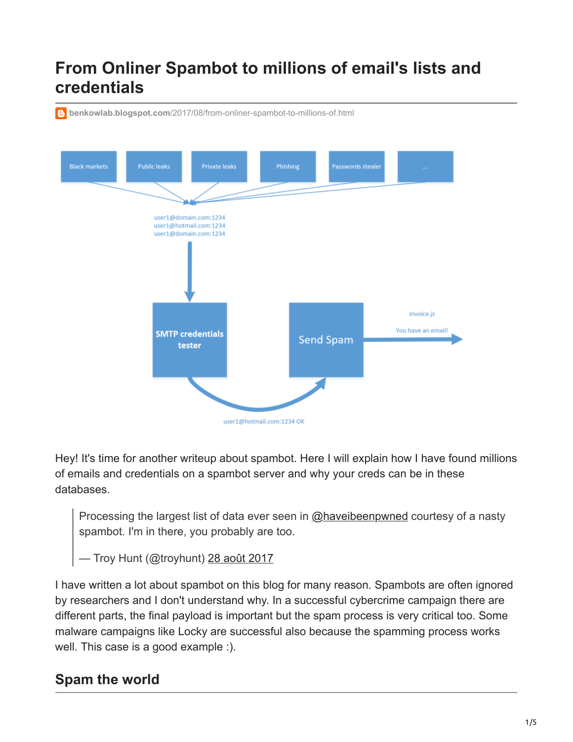# From Onliner Spambot to millions of email's lists and credentials

benkowlab.blogspot.com/2017/08/from-onliner-spambot-to-millions-of.html

Hey! It's time for another writeup about spambot. Here I will explain how I have found millions of emails and credentials on a spambot server and why your creds can be in these databases.

> Processing the largest list of data ever seen in @haveibeenpwned courtesy of a nasty spambot. I'm in there, you probably are too.
>
> — Troy Hunt (@troyhunt) 28 août 2017

I have written a lot about spambot on this blog for many reason. Spambots are often ignored by researchers and I don't understand why. In a successful cybercrime campaign there are different parts, the final payload is important but the spam process is very critical too. Some malware campaigns like Locky are successful also because the spamming process works well. This case is a good example :).

## Spam the world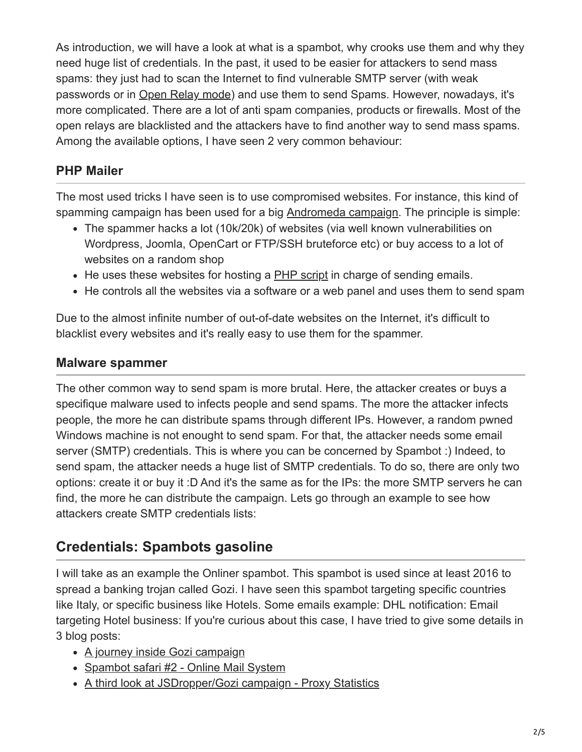As introduction, we will have a look at what is a spambot, why crooks use them and why they need huge list of credentials. In the past, it used to be easier for attackers to send mass spams: they just had to scan the Internet to find vulnerable SMTP server (with weak passwords or in Open Relay mode) and use them to send Spams. However, nowadays, it's more complicated. There are a lot of anti spam companies, products or firewalls. Most of the open relays are blacklisted and the attackers have to find another way to send mass spams. Among the available options, I have seen 2 very common behaviour:

### PHP Mailer

The most used tricks I have seen is to use compromised websites. For instance, this kind of spamming campaign has been used for a big Andromeda campaign. The principle is simple:

- The spammer hacks a lot (10k/20k) of websites (via well known vulnerabilities on Wordpress, Joomla, OpenCart or FTP/SSH bruteforce etc) or buy access to a lot of websites on a random shop
- He uses these websites for hosting a PHP script in charge of sending emails.
- He controls all the websites via a software or a web panel and uses them to send spam

Due to the almost infinite number of out-of-date websites on the Internet, it's difficult to blacklist every websites and it's really easy to use them for the spammer.

### Malware spammer

The other common way to send spam is more brutal. Here, the attacker creates or buys a specifique malware used to infects people and send spams. The more the attacker infects people, the more he can distribute spams through different IPs. However, a random pwned Windows machine is not enought to send spam. For that, the attacker needs some email server (SMTP) credentials. This is where you can be concerned by Spambot :) Indeed, to send spam, the attacker needs a huge list of SMTP credentials. To do so, there are only two options: create it or buy it :D And it's the same as for the IPs: the more SMTP servers he can find, the more he can distribute the campaign. Lets go through an example to see how attackers create SMTP credentials lists:

## Credentials: Spambots gasoline

I will take as an example the Onliner spambot. This spambot is used since at least 2016 to spread a banking trojan called Gozi. I have seen this spambot targeting specific countries like Italy, or specific business like Hotels. Some emails example: DHL notification: Email targeting Hotel business: If you're curious about this case, I have tried to give some details in 3 blog posts:

- A journey inside Gozi campaign
- Spambot safari #2 - Online Mail System
- A third look at JSDropper/Gozi campaign - Proxy Statistics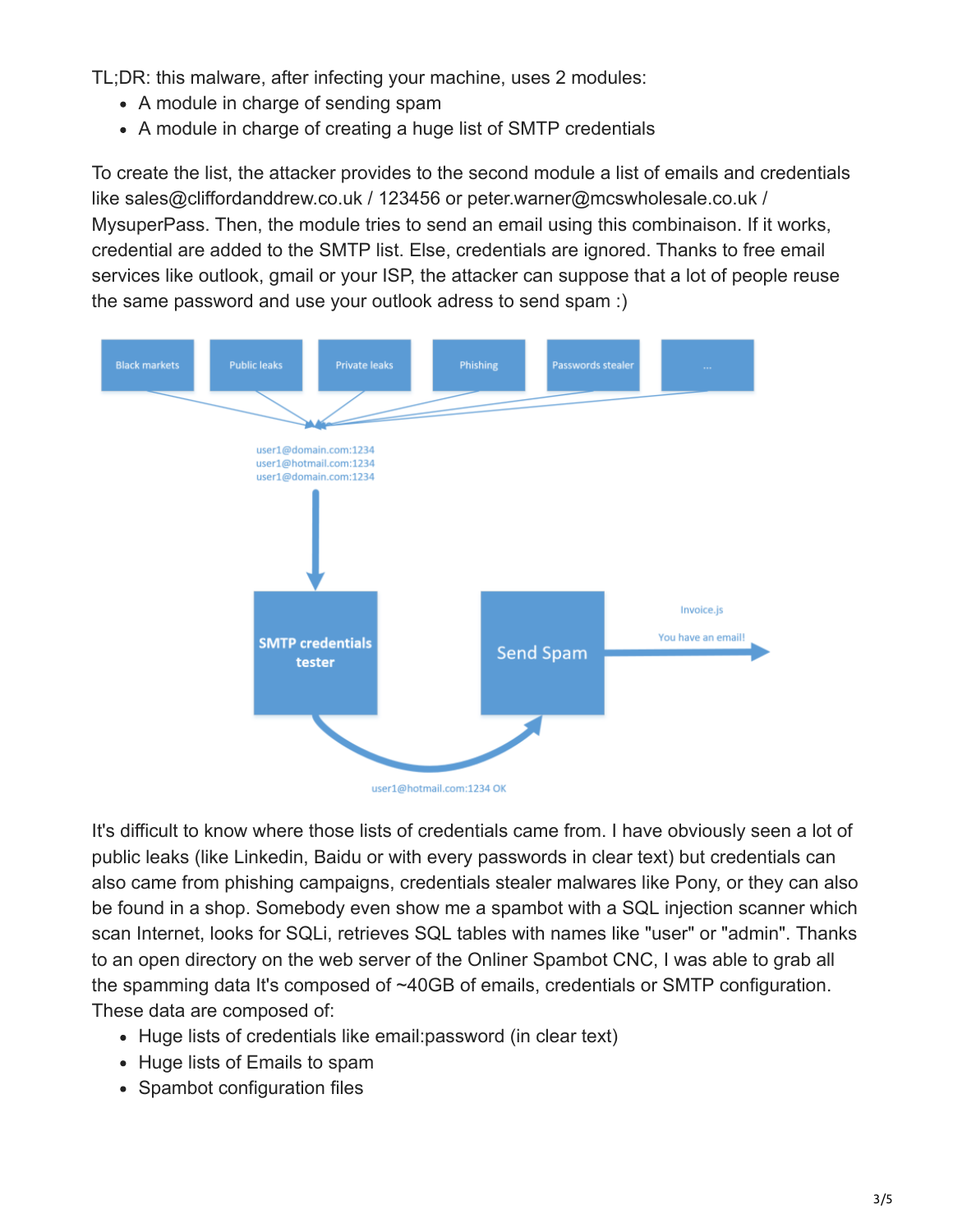TL;DR: this malware, after infecting your machine, uses 2 modules:

- A module in charge of sending spam
- A module in charge of creating a huge list of SMTP credentials

To create the list, the attacker provides to the second module a list of emails and credentials like sales@cliffordanddrew.co.uk / 123456 or peter.warner@mcswholesale.co.uk / MysuperPass. Then, the module tries to send an email using this combinaison. If it works, credential are added to the SMTP list. Else, credentials are ignored. Thanks to free email services like outlook, gmail or your ISP, the attacker can suppose that a lot of people reuse the same password and use your outlook adress to send spam :)

Black markets | Public leaks | Private leaks | Phishing | Passwords stealer | ...

user1@domain.com:1234
user1@hotmail.com:1234
user1@domain.com:1234

SMTP credentials tester

Send Spam

Invoice.js

You have an email!

user1@hotmail.com:1234 OK

It's difficult to know where those lists of credentials came from. I have obviously seen a lot of public leaks (like Linkedin, Baidu or with every passwords in clear text) but credentials can also came from phishing campaigns, credentials stealer malwares like Pony, or they can also be found in a shop. Somebody even show me a spambot with a SQL injection scanner which scan Internet, looks for SQLi, retrieves SQL tables with names like "user" or "admin". Thanks to an open directory on the web server of the Onliner Spambot CNC, I was able to grab all the spamming data It's composed of ~40GB of emails, credentials or SMTP configuration. These data are composed of:

- Huge lists of credentials like email:password (in clear text)
- Huge lists of Emails to spam
- Spambot configuration files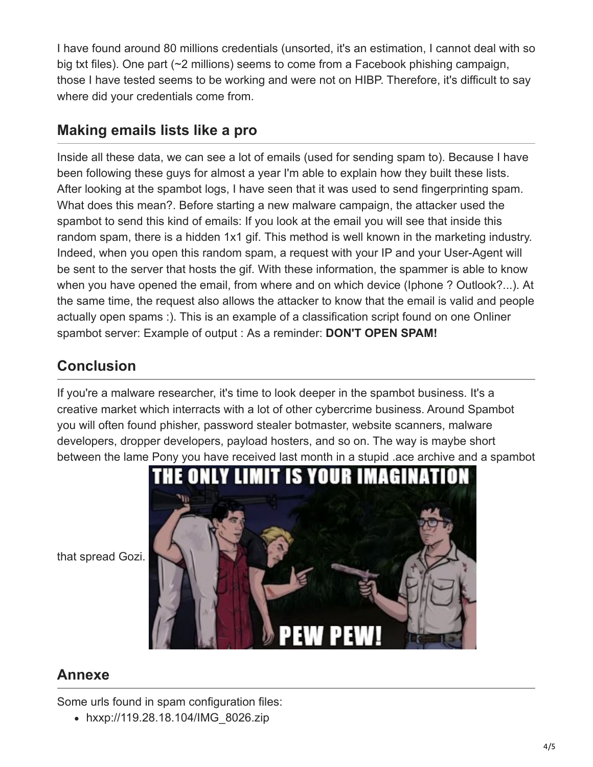I have found around 80 millions credentials (unsorted, it's an estimation, I cannot deal with so big txt files). One part (~2 millions) seems to come from a Facebook phishing campaign, those I have tested seems to be working and were not on HIBP. Therefore, it's difficult to say where did your credentials come from.

## Making emails lists like a pro

Inside all these data, we can see a lot of emails (used for sending spam to). Because I have been following these guys for almost a year I'm able to explain how they built these lists. After looking at the spambot logs, I have seen that it was used to send fingerprinting spam. What does this mean?. Before starting a new malware campaign, the attacker used the spambot to send this kind of emails: If you look at the email you will see that inside this random spam, there is a hidden 1x1 gif. This method is well known in the marketing industry. Indeed, when you open this random spam, a request with your IP and your User-Agent will be sent to the server that hosts the gif. With these information, the spammer is able to know when you have opened the email, from where and on which device (Iphone ? Outlook?...). At the same time, the request also allows the attacker to know that the email is valid and people actually open spams :). This is an example of a classification script found on one Onliner spambot server: Example of output : As a reminder: **DON'T OPEN SPAM!**

## Conclusion

If you're a malware researcher, it's time to look deeper in the spambot business. It's a creative market which interracts with a lot of other cybercrime business. Around Spambot you will often found phisher, password stealer botmaster, website scanners, malware developers, dropper developers, payload hosters, and so on. The way is maybe short between the lame Pony you have received last month in a stupid .ace archive and a spambot that spread Gozi.

## Annexe

Some urls found in spam configuration files:

- hxxp://119.28.18.104/IMG_8026.zip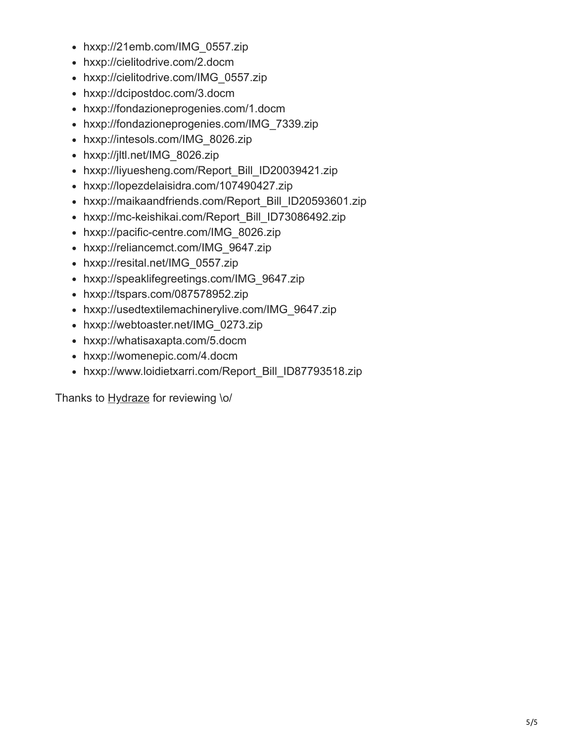- hxxp://21emb.com/IMG_0557.zip
- hxxp://cielitodrive.com/2.docm
- hxxp://cielitodrive.com/IMG_0557.zip
- hxxp://dcipostdoc.com/3.docm
- hxxp://fondazioneprogenies.com/1.docm
- hxxp://fondazioneprogenies.com/IMG_7339.zip
- hxxp://intesols.com/IMG_8026.zip
- hxxp://jltl.net/IMG_8026.zip
- hxxp://liyuesheng.com/Report_Bill_ID20039421.zip
- hxxp://lopezdelaisidra.com/107490427.zip
- hxxp://maikaandfriends.com/Report_Bill_ID20593601.zip
- hxxp://mc-keishikai.com/Report_Bill_ID73086492.zip
- hxxp://pacific-centre.com/IMG_8026.zip
- hxxp://reliancemct.com/IMG_9647.zip
- hxxp://resital.net/IMG_0557.zip
- hxxp://speaklifegreetings.com/IMG_9647.zip
- hxxp://tspars.com/087578952.zip
- hxxp://usedtextilemachinerylive.com/IMG_9647.zip
- hxxp://webtoaster.net/IMG_0273.zip
- hxxp://whatisaxapta.com/5.docm
- hxxp://womenepic.com/4.docm
- hxxp://www.loidietxarri.com/Report_Bill_ID87793518.zip

Thanks to Hydraze for reviewing \o/